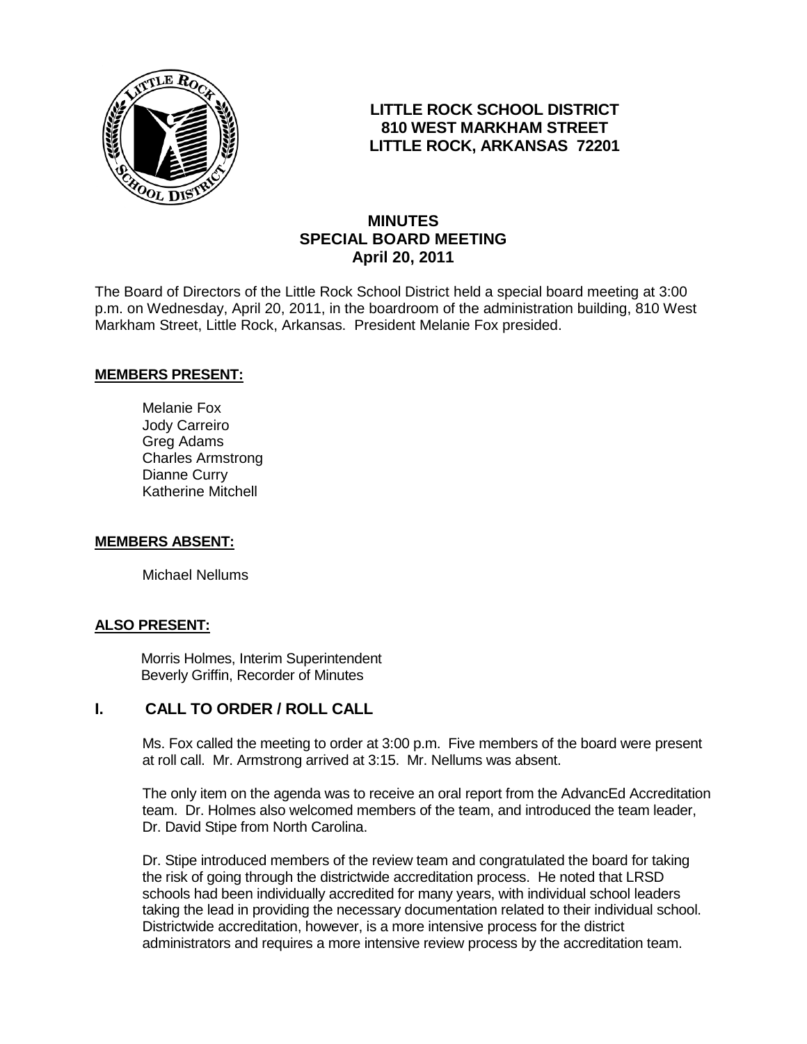**LITTLE ROCK SCHOOL DISTRICT**
**810 WEST MARKHAM STREET**
**LITTLE ROCK, ARKANSAS 72201**

# MINUTES
## SPECIAL BOARD MEETING
### April 20, 2011

The Board of Directors of the Little Rock School District held a special board meeting at 3:00 p.m. on Wednesday, April 20, 2011, in the boardroom of the administration building, 810 West Markham Street, Little Rock, Arkansas. President Melanie Fox presided.

**MEMBERS PRESENT:**

Melanie Fox
Jody Carreiro
Greg Adams
Charles Armstrong
Dianne Curry
Katherine Mitchell

**MEMBERS ABSENT:**

Michael Nellums

**ALSO PRESENT:**

Morris Holmes, Interim Superintendent
Beverly Griffin, Recorder of Minutes

## I. CALL TO ORDER / ROLL CALL

Ms. Fox called the meeting to order at 3:00 p.m. Five members of the board were present at roll call. Mr. Armstrong arrived at 3:15. Mr. Nellums was absent.

The only item on the agenda was to receive an oral report from the AdvancEd Accreditation team. Dr. Holmes also welcomed members of the team, and introduced the team leader, Dr. David Stipe from North Carolina.

Dr. Stipe introduced members of the review team and congratulated the board for taking the risk of going through the districtwide accreditation process. He noted that LRSD schools had been individually accredited for many years, with individual school leaders taking the lead in providing the necessary documentation related to their individual school. Districtwide accreditation, however, is a more intensive process for the district administrators and requires a more intensive review process by the accreditation team.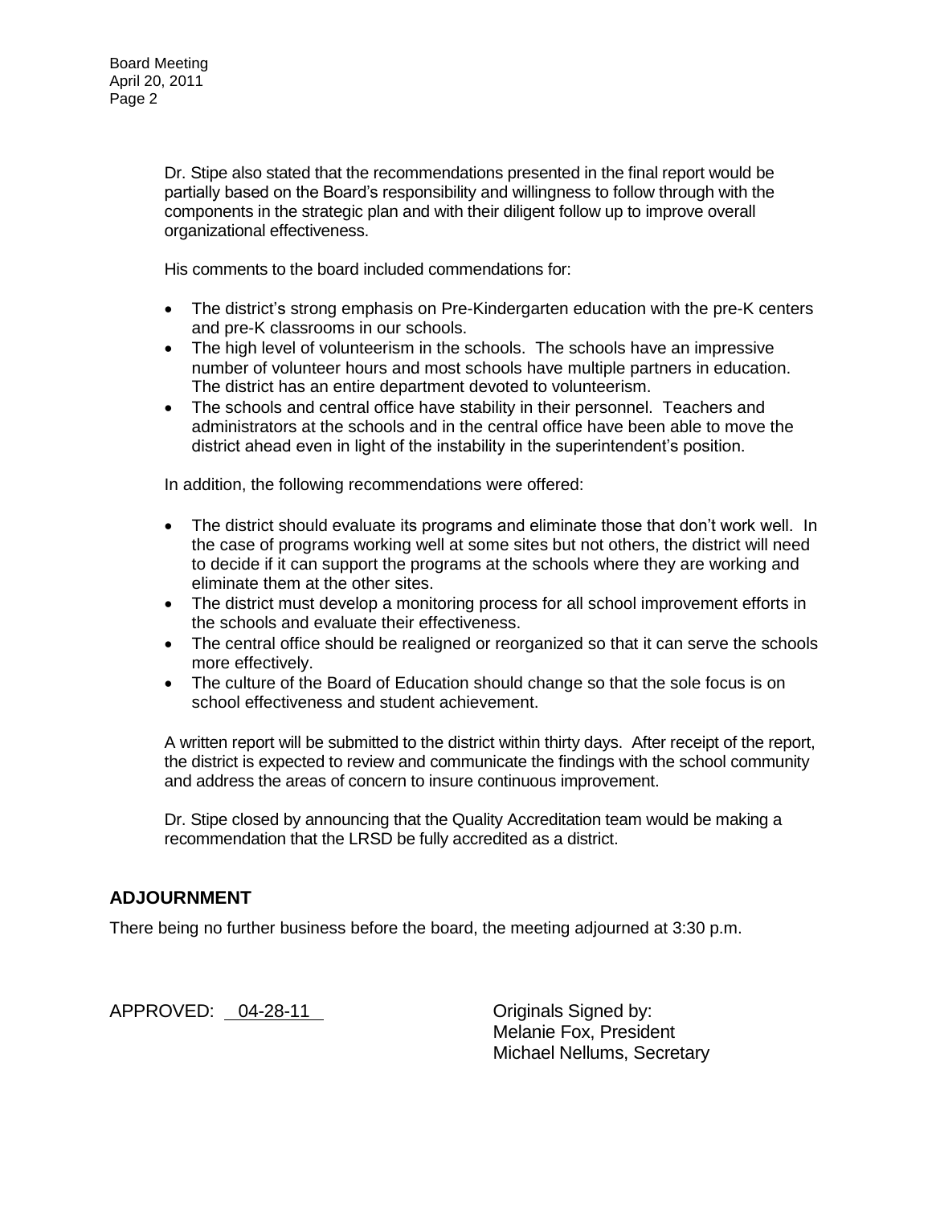Dr. Stipe also stated that the recommendations presented in the final report would be partially based on the Board's responsibility and willingness to follow through with the components in the strategic plan and with their diligent follow up to improve overall organizational effectiveness.

His comments to the board included commendations for:

- The district's strong emphasis on Pre-Kindergarten education with the pre-K centers and pre-K classrooms in our schools.
- The high level of volunteerism in the schools. The schools have an impressive number of volunteer hours and most schools have multiple partners in education. The district has an entire department devoted to volunteerism.
- The schools and central office have stability in their personnel. Teachers and administrators at the schools and in the central office have been able to move the district ahead even in light of the instability in the superintendent's position.

In addition, the following recommendations were offered:

- The district should evaluate its programs and eliminate those that don't work well. In the case of programs working well at some sites but not others, the district will need to decide if it can support the programs at the schools where they are working and eliminate them at the other sites.
- The district must develop a monitoring process for all school improvement efforts in the schools and evaluate their effectiveness.
- The central office should be realigned or reorganized so that it can serve the schools more effectively.
- The culture of the Board of Education should change so that the sole focus is on school effectiveness and student achievement.

A written report will be submitted to the district within thirty days. After receipt of the report, the district is expected to review and communicate the findings with the school community and address the areas of concern to insure continuous improvement.

Dr. Stipe closed by announcing that the Quality Accreditation team would be making a recommendation that the LRSD be fully accredited as a district.

## ADJOURNMENT

There being no further business before the board, the meeting adjourned at 3:30 p.m.

APPROVED: 04-28-11

Originals Signed by:
Melanie Fox, President
Michael Nellums, Secretary